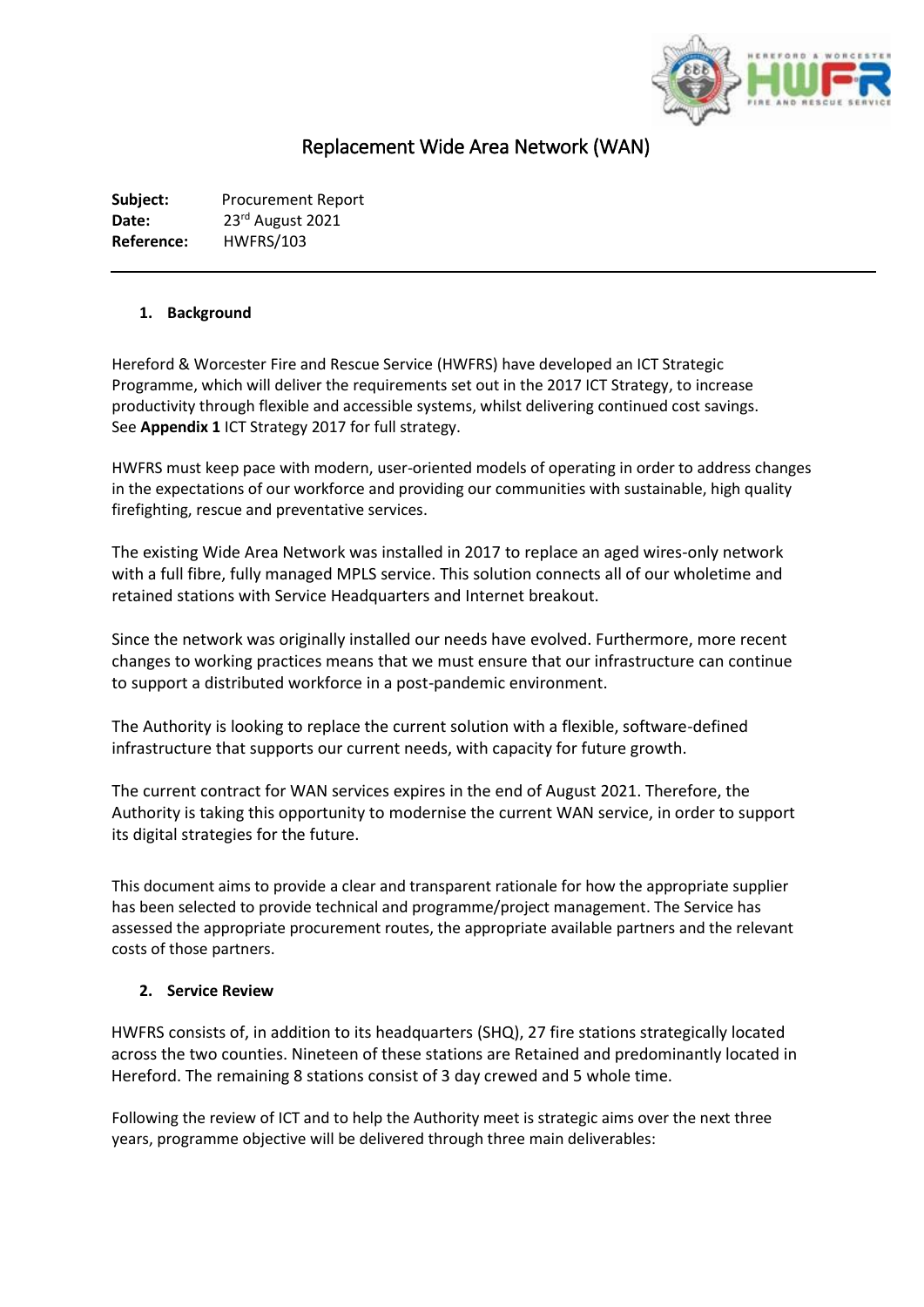# Replacement Wide Area Network (WAN)

**Subject:** Procurement Report
**Date:** 23rd August 2021
**Reference:** HWFRS/103

---

## 1. Background

Hereford & Worcester Fire and Rescue Service (HWFRS) have developed an ICT Strategic Programme, which will deliver the requirements set out in the 2017 ICT Strategy, to increase productivity through flexible and accessible systems, whilst delivering continued cost savings. See **Appendix 1** ICT Strategy 2017 for full strategy.

HWFRS must keep pace with modern, user-oriented models of operating in order to address changes in the expectations of our workforce and providing our communities with sustainable, high quality firefighting, rescue and preventative services.

The existing Wide Area Network was installed in 2017 to replace an aged wires-only network with a full fibre, fully managed MPLS service. This solution connects all of our wholetime and retained stations with Service Headquarters and Internet breakout.

Since the network was originally installed our needs have evolved. Furthermore, more recent changes to working practices means that we must ensure that our infrastructure can continue to support a distributed workforce in a post-pandemic environment.

The Authority is looking to replace the current solution with a flexible, software-defined infrastructure that supports our current needs, with capacity for future growth.

The current contract for WAN services expires in the end of August 2021. Therefore, the Authority is taking this opportunity to modernise the current WAN service, in order to support its digital strategies for the future.

This document aims to provide a clear and transparent rationale for how the appropriate supplier has been selected to provide technical and programme/project management. The Service has assessed the appropriate procurement routes, the appropriate available partners and the relevant costs of those partners.

## 2. Service Review

HWFRS consists of, in addition to its headquarters (SHQ), 27 fire stations strategically located across the two counties. Nineteen of these stations are Retained and predominantly located in Hereford. The remaining 8 stations consist of 3 day crewed and 5 whole time.

Following the review of ICT and to help the Authority meet is strategic aims over the next three years, programme objective will be delivered through three main deliverables: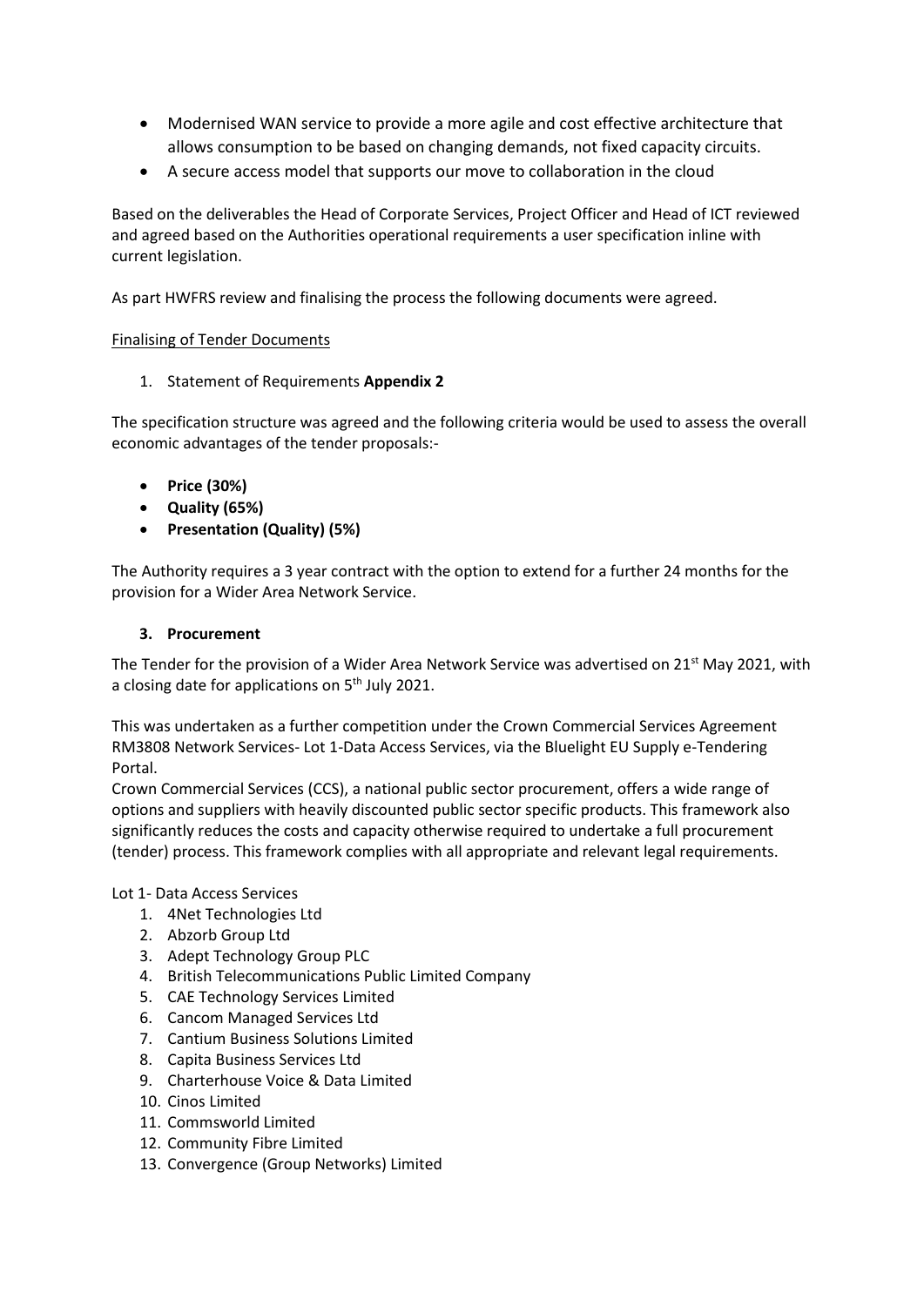- Modernised WAN service to provide a more agile and cost effective architecture that allows consumption to be based on changing demands, not fixed capacity circuits.
- A secure access model that supports our move to collaboration in the cloud

Based on the deliverables the Head of Corporate Services, Project Officer and Head of ICT reviewed and agreed based on the Authorities operational requirements a user specification inline with current legislation.

As part HWFRS review and finalising the process the following documents were agreed.

Finalising of Tender Documents

1. Statement of Requirements **Appendix 2**

The specification structure was agreed and the following criteria would be used to assess the overall economic advantages of the tender proposals:-

- **Price (30%)**
- **Quality (65%)**
- **Presentation (Quality) (5%)**

The Authority requires a 3 year contract with the option to extend for a further 24 months for the provision for a Wider Area Network Service.

### 3. Procurement

The Tender for the provision of a Wider Area Network Service was advertised on 21st May 2021, with a closing date for applications on 5th July 2021.

This was undertaken as a further competition under the Crown Commercial Services Agreement RM3808 Network Services- Lot 1-Data Access Services, via the Bluelight EU Supply e-Tendering Portal.

Crown Commercial Services (CCS), a national public sector procurement, offers a wide range of options and suppliers with heavily discounted public sector specific products. This framework also significantly reduces the costs and capacity otherwise required to undertake a full procurement (tender) process. This framework complies with all appropriate and relevant legal requirements.

Lot 1- Data Access Services

1. 4Net Technologies Ltd
2. Abzorb Group Ltd
3. Adept Technology Group PLC
4. British Telecommunications Public Limited Company
5. CAE Technology Services Limited
6. Cancom Managed Services Ltd
7. Cantium Business Solutions Limited
8. Capita Business Services Ltd
9. Charterhouse Voice & Data Limited
10. Cinos Limited
11. Commsworld Limited
12. Community Fibre Limited
13. Convergence (Group Networks) Limited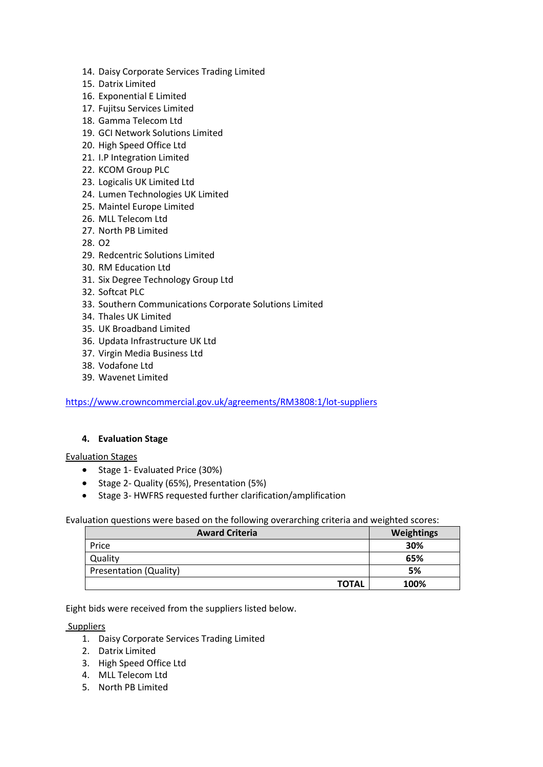14. Daisy Corporate Services Trading Limited
15. Datrix Limited
16. Exponential E Limited
17. Fujitsu Services Limited
18. Gamma Telecom Ltd
19. GCI Network Solutions Limited
20. High Speed Office Ltd
21. I.P Integration Limited
22. KCOM Group PLC
23. Logicalis UK Limited Ltd
24. Lumen Technologies UK Limited
25. Maintel Europe Limited
26. MLL Telecom Ltd
27. North PB Limited
28. O2
29. Redcentric Solutions Limited
30. RM Education Ltd
31. Six Degree Technology Group Ltd
32. Softcat PLC
33. Southern Communications Corporate Solutions Limited
34. Thales UK Limited
35. UK Broadband Limited
36. Updata Infrastructure UK Ltd
37. Virgin Media Business Ltd
38. Vodafone Ltd
39. Wavenet Limited

https://www.crowncommercial.gov.uk/agreements/RM3808:1/lot-suppliers

## 4. Evaluation Stage

Evaluation Stages

- Stage 1- Evaluated Price (30%)
- Stage 2- Quality (65%), Presentation (5%)
- Stage 3- HWFRS requested further clarification/amplification

Evaluation questions were based on the following overarching criteria and weighted scores:

| Award Criteria | Weightings |
|---|---|
| Price | **30%** |
| Quality | **65%** |
| Presentation (Quality) | **5%** |
| **TOTAL** | **100%** |

Eight bids were received from the suppliers listed below.

Suppliers

1. Daisy Corporate Services Trading Limited
2. Datrix Limited
3. High Speed Office Ltd
4. MLL Telecom Ltd
5. North PB Limited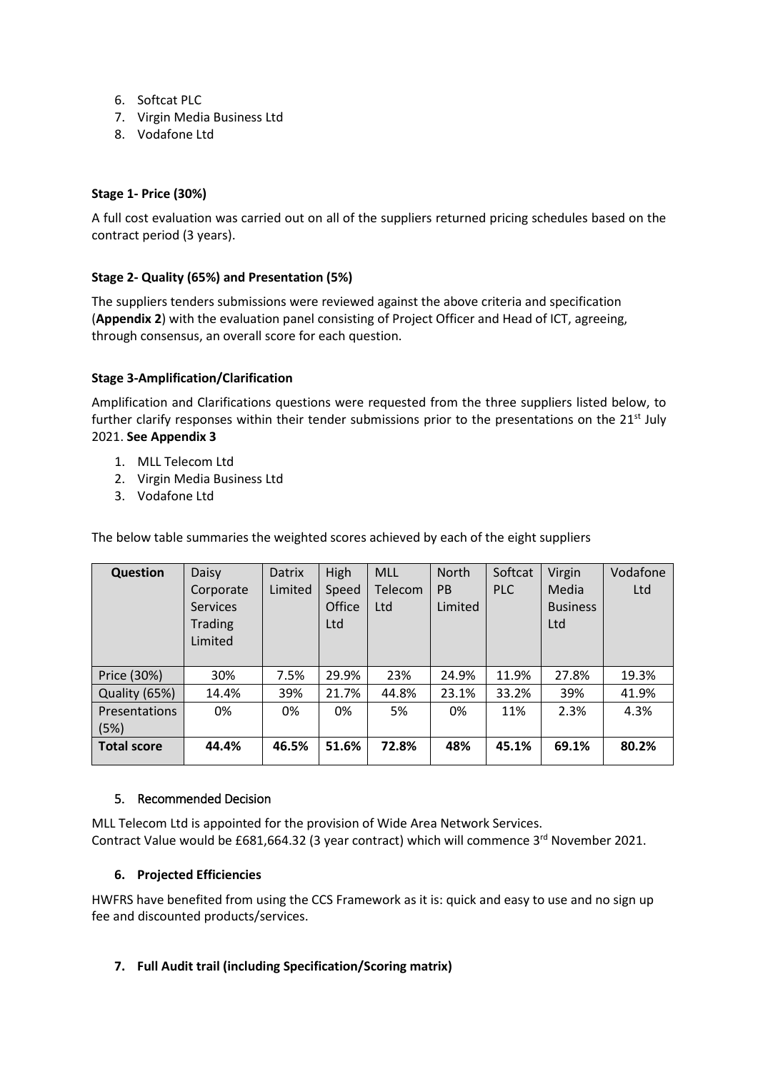6. Softcat PLC
7. Virgin Media Business Ltd
8. Vodafone Ltd

**Stage 1- Price (30%)**

A full cost evaluation was carried out on all of the suppliers returned pricing schedules based on the contract period (3 years).

**Stage 2- Quality (65%) and Presentation (5%)**

The suppliers tenders submissions were reviewed against the above criteria and specification (**Appendix 2**) with the evaluation panel consisting of Project Officer and Head of ICT, agreeing, through consensus, an overall score for each question.

**Stage 3-Amplification/Clarification**

Amplification and Clarifications questions were requested from the three suppliers listed below, to further clarify responses within their tender submissions prior to the presentations on the 21st July 2021. **See Appendix 3**

1. MLL Telecom Ltd
2. Virgin Media Business Ltd
3. Vodafone Ltd

The below table summaries the weighted scores achieved by each of the eight suppliers

| Question | Daisy Corporate Services Trading Limited | Datrix Limited | High Speed Office Ltd | MLL Telecom Ltd | North PB Limited | Softcat PLC | Virgin Media Business Ltd | Vodafone Ltd |
|---|---|---|---|---|---|---|---|---|
| Price (30%) | 30% | 7.5% | 29.9% | 23% | 24.9% | 11.9% | 27.8% | 19.3% |
| Quality (65%) | 14.4% | 39% | 21.7% | 44.8% | 23.1% | 33.2% | 39% | 41.9% |
| Presentations (5%) | 0% | 0% | 0% | 5% | 0% | 11% | 2.3% | 4.3% |
| **Total score** | **44.4%** | **46.5%** | **51.6%** | **72.8%** | **48%** | **45.1%** | **69.1%** | **80.2%** |

5. Recommended Decision

MLL Telecom Ltd is appointed for the provision of Wide Area Network Services.
Contract Value would be £681,664.32 (3 year contract) which will commence 3rd November 2021.

**6. Projected Efficiencies**

HWFRS have benefited from using the CCS Framework as it is: quick and easy to use and no sign up fee and discounted products/services.

**7. Full Audit trail (including Specification/Scoring matrix)**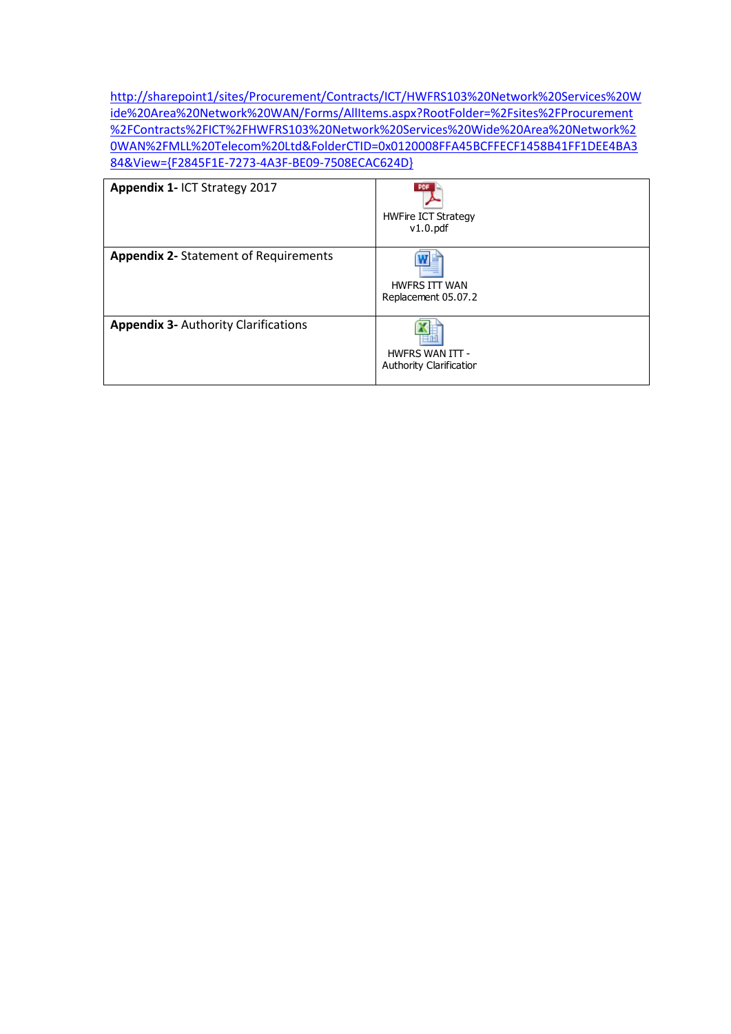http://sharepoint1/sites/Procurement/Contracts/ICT/HWFRS103%20Network%20Services%20Wide%20Area%20Network%20WAN/Forms/AllItems.aspx?RootFolder=%2Fsites%2FProcurement%2FContracts%2FICT%2FHWFRS103%20Network%20Services%20Wide%20Area%20Network%20WAN%2FMLL%20Telecom%20Ltd&FolderCTID=0x0120008FFA45BCFFECF1458B41FF1DEE4BA384&View={F2845F1E-7273-4A3F-BE09-7508ECAC624D}

| | |
|---|---|
| **Appendix 1-** ICT Strategy 2017 | HWFire ICT Strategy v1.0.pdf |
| **Appendix 2-** Statement of Requirements | HWFRS ITT WAN Replacement 05.07.2 |
| **Appendix 3-** Authority Clarifications | HWFRS WAN ITT - Authority Clarificatior |